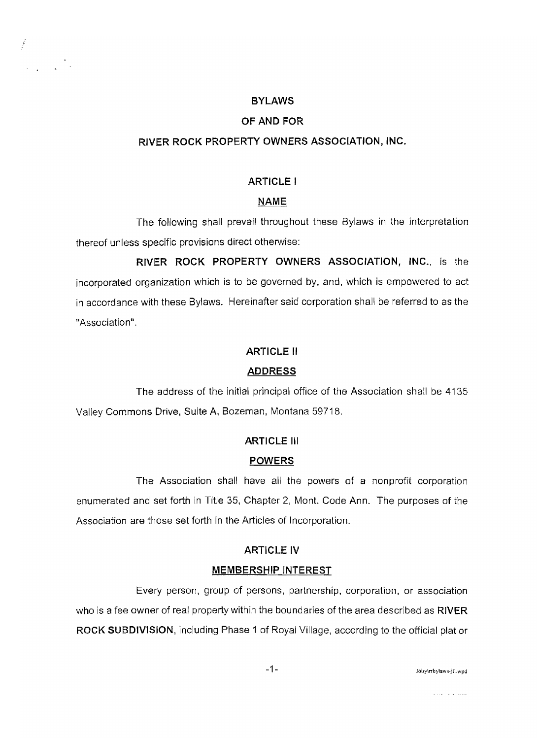# BYLAWS

# OF AND FOR

# RIVER ROCK PROPERTY OWNERS ASSOCIATION, INC.

## ARTICLE I

## NAME

The following shall prevail throughout these Bylaws in the interpretation thereof unless specific provisions direct otherwise:

**RIVER ROCK PROPERTY OWNERS ASSOCIATION, INC.**, is the incorporated organization which is to be governed by, and, which is empowered to act in accordance with these Bylaws. Hereinafter said corporation shall be referred to as the "Association".

## ARTICLE II

## ADDRESS

The address of the initial principal office of the Association shall be 4135 Valley Commons Drive, Suite A, Bozeman, Montana 59718.

## ARTICLE III

## POWERS

The Association shall have all the powers of a nonprofit corporation enumerated and set forth in Title 35, Chapter 2, Mont. Code Ann. The purposes of the Association are those set forth in the Articles of Incorporation.

## ARTICLE IV

## MEMBERSHIP INTEREST

Every person, group of persons, partnership, corporation, or association who is a fee owner of real property within the boundaries of the area described as **RIVER ROCK SUBDIVISION**, including Phase 1 of Royal Village, according to the official plat or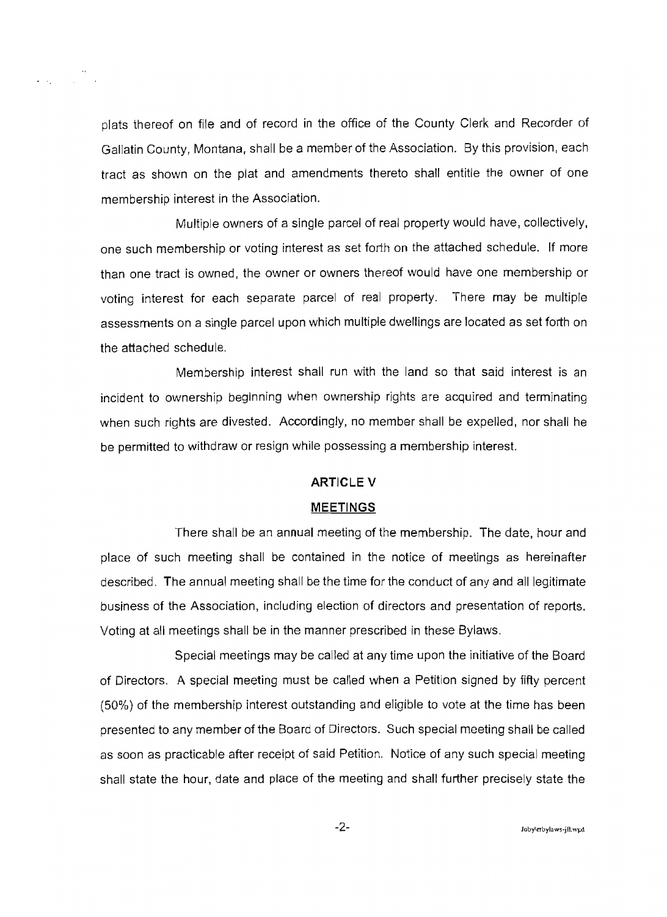plats thereof on file and of record in the office of the County Clerk and Recorder of Gallatin County, Montana, shall be a member of the Association. By this provision, each tract as shown on the plat and amendments thereto shall entitle the owner of one membership interest in the Association.

Multiple owners of a single parcel of real property would have, collectively, one such membership or voting interest as set forth on the attached schedule. If more than one tract is owned, the owner or owners thereof would have one membership or voting interest for each separate parcel of real property. There may be multiple assessments on a single parcel upon which multiple dwellings are located as set forth on the attached schedule.

Membership interest shall run with the land so that said interest is an incident to ownership beginning when ownership rights are acquired and terminating when such rights are divested. Accordingly, no member shall be expelled, nor shall he be permitted to withdraw or resign while possessing a membership interest.

## ARTICLE V

## MEETINGS

There shall be an annual meeting of the membership. The date, hour and place of such meeting shall be contained in the notice of meetings as hereinafter described. The annual meeting shall be the time for the conduct of any and all legitimate business of the Association, including election of directors and presentation of reports. Voting at all meetings shall be in the manner prescribed in these Bylaws.

Special meetings may be called at any time upon the initiative of the Board of Directors. A special meeting must be called when a Petition signed by fifty percent (50%) of the membership interest outstanding and eligible to vote at the time has been presented to any member of the Board of Directors. Such special meeting shall be called as soon as practicable after receipt of said Petition. Notice of any such special meeting shall state the hour, date and place of the meeting and shall further precisely state the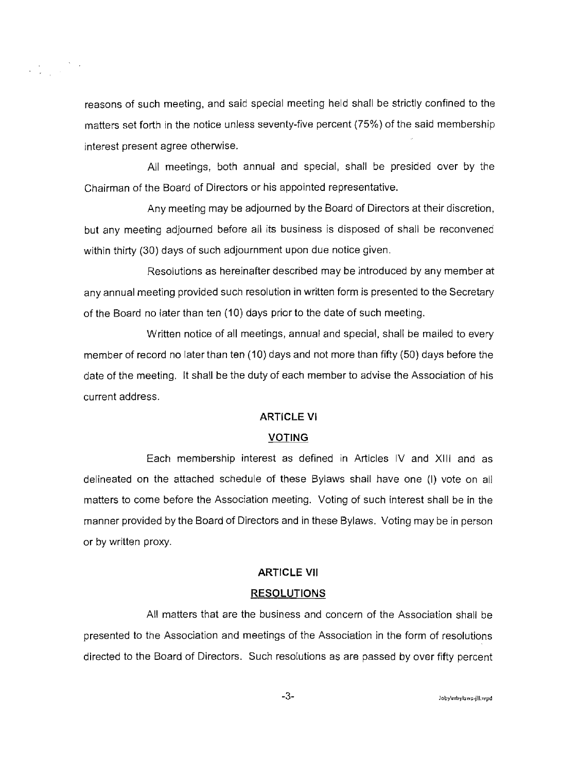reasons of such meeting, and said special meeting held shall be strictly confined to the matters set forth in the notice unless seventy-five percent (75%) of the said membership interest present agree otherwise.

All meetings, both annual and special, shall be presided over by the Chairman of the Board of Directors or his appointed representative.

Any meeting may be adjourned by the Board of Directors at their discretion, but any meeting adjourned before all its business is disposed of shall be reconvened within thirty (30) days of such adjournment upon due notice given.

Resolutions as hereinafter described may be introduced by any member at any annual meeting provided such resolution in written form is presented to the Secretary of the Board no later than ten (10) days prior to the date of such meeting.

Written notice of all meetings, annual and special, shall be mailed to every member of record no later than ten (10) days and not more than fifty (50) days before the date of the meeting. It shall be the duty of each member to advise the Association of his current address.

## ARTICLE VI

## VOTING

Each membership interest as defined in Articles IV and XIII and as delineated on the attached schedule of these Bylaws shall have one (l) vote on all matters to come before the Association meeting. Voting of such interest shall be in the manner provided by the Board of Directors and in these Bylaws. Voting may be in person or by written proxy.

## ARTICLE VII

## RESOLUTIONS

All matters that are the business and concern of the Association shall be presented to the Association and meetings of the Association in the form of resolutions directed to the Board of Directors. Such resolutions as are passed by over fifty percent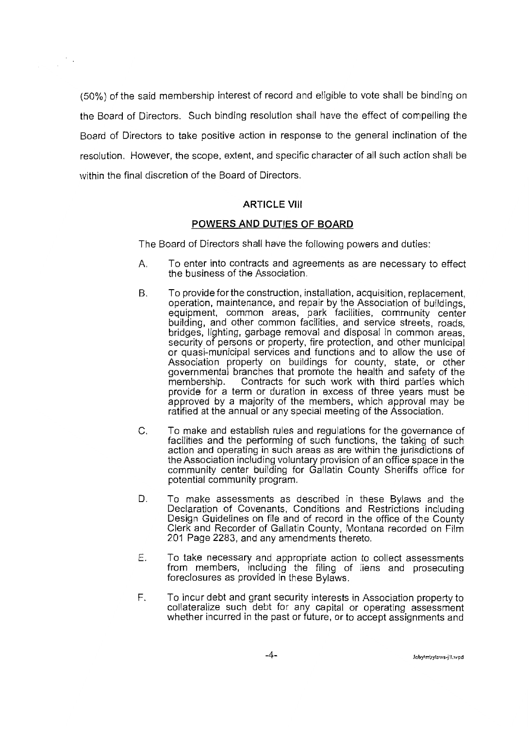(50%) of the said membership interest of record and eligible to vote shall be binding on the Board of Directors. Such binding resolution shall have the effect of compelling the Board of Directors to take positive action in response to the general inclination of the resolution. However, the scope, extent, and specific character of all such action shall be within the final discretion of the Board of Directors.

## ARTICLE VIII

## POWERS AND DUTIES OF BOARD

The Board of Directors shall have the following powers and duties:

A. To enter into contracts and agreements as are necessary to effect the business of the Association.

B. To provide for the construction, installation, acquisition, replacement, operation, maintenance, and repair by the Association of buildings, equipment, common areas, park facilities, community center building, and other common facilities, and service streets, roads, bridges, lighting, garbage removal and disposal in common areas, security of persons or property, fire protection, and other municipal or quasi-municipal services and functions and to allow the use of Association property on buildings for county, state, or other governmental branches that promote the health and safety of the membership. Contracts for such work with third parties which provide for a term or duration in excess of three years must be approved by a majority of the members, which approval may be ratified at the annual or any special meeting of the Association.

C. To make and establish rules and regulations for the governance of facilities and the performing of such functions, the taking of such action and operating in such areas as are within the jurisdictions of the Association including voluntary provision of an office space in the community center building for Gallatin County Sheriffs office for potential community program.

D. To make assessments as described in these Bylaws and the Declaration of Covenants, Conditions and Restrictions including Design Guidelines on file and of record in the office of the County Clerk and Recorder of Gallatin County, Montana recorded on Film 201 Page 2283, and any amendments thereto.

E. To take necessary and appropriate action to collect assessments from members, including the filing of liens and prosecuting foreclosures as provided in these Bylaws.

F. To incur debt and grant security interests in Association property to collateralize such debt for any capital or operating assessment whether incurred in the past or future, or to accept assignments and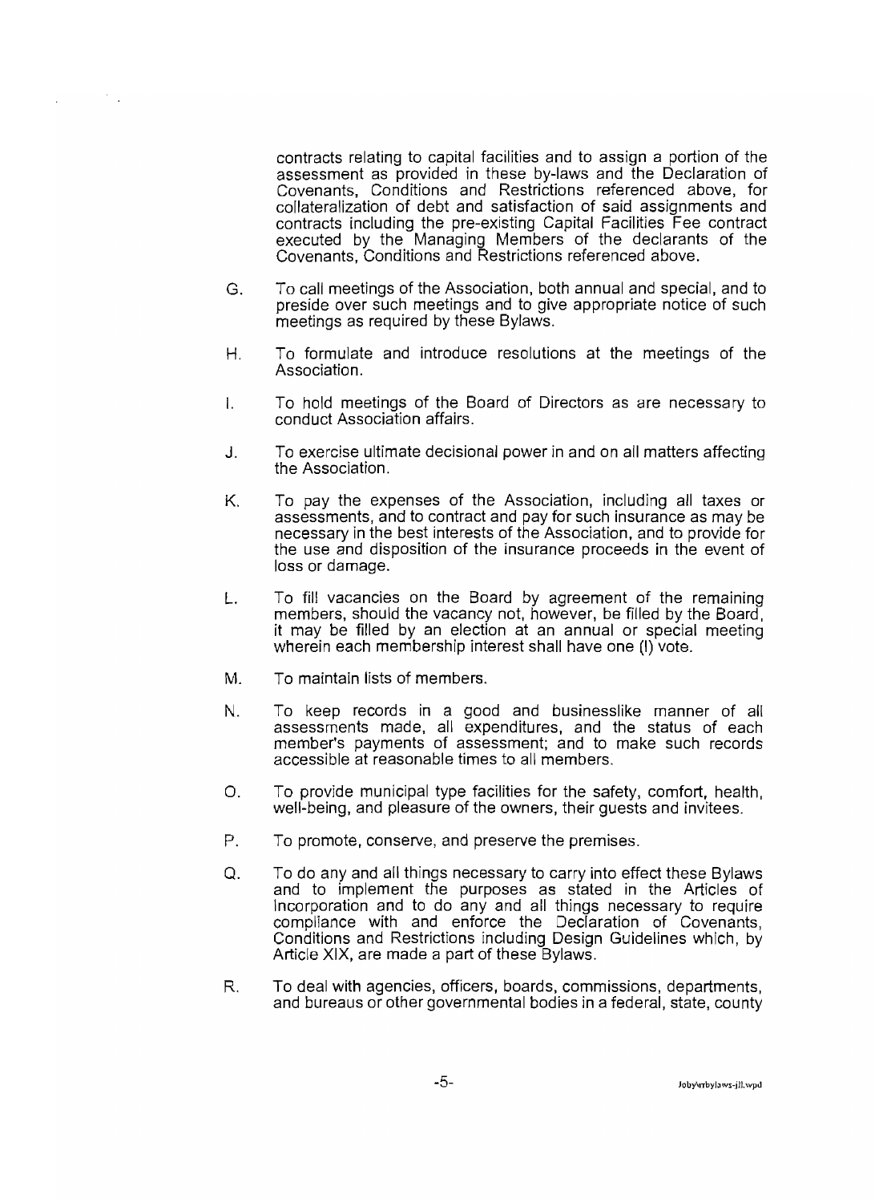contracts relating to capital facilities and to assign a portion of the assessment as provided in these by-laws and the Declaration of Covenants, Conditions and Restrictions referenced above, for collateralization of debt and satisfaction of said assignments and contracts including the pre-existing Capital Facilities Fee contract executed by the Managing Members of the declarants of the Covenants, Conditions and Restrictions referenced above.

G. To call meetings of the Association, both annual and special, and to preside over such meetings and to give appropriate notice of such meetings as required by these Bylaws.

H. To formulate and introduce resolutions at the meetings of the Association.

I. To hold meetings of the Board of Directors as are necessary to conduct Association affairs.

J. To exercise ultimate decisional power in and on all matters affecting the Association.

K. To pay the expenses of the Association, including all taxes or assessments, and to contract and pay for such insurance as may be necessary in the best interests of the Association, and to provide for the use and disposition of the insurance proceeds in the event of loss or damage.

L. To fill vacancies on the Board by agreement of the remaining members, should the vacancy not, however, be filled by the Board, it may be filled by an election at an annual or special meeting wherein each membership interest shall have one (l) vote.

M. To maintain lists of members.

N. To keep records in a good and businesslike manner of all assessments made, all expenditures, and the status of each member's payments of assessment; and to make such records accessible at reasonable times to all members.

O. To provide municipal type facilities for the safety, comfort, health, well-being, and pleasure of the owners, their guests and invitees.

P. To promote, conserve, and preserve the premises.

Q. To do any and all things necessary to carry into effect these Bylaws and to implement the purposes as stated in the Articles of Incorporation and to do any and all things necessary to require compliance with and enforce the Declaration of Covenants, Conditions and Restrictions including Design Guidelines which, by Article XIX, are made a part of these Bylaws.

R. To deal with agencies, officers, boards, commissions, departments, and bureaus or other governmental bodies in a federal, state, county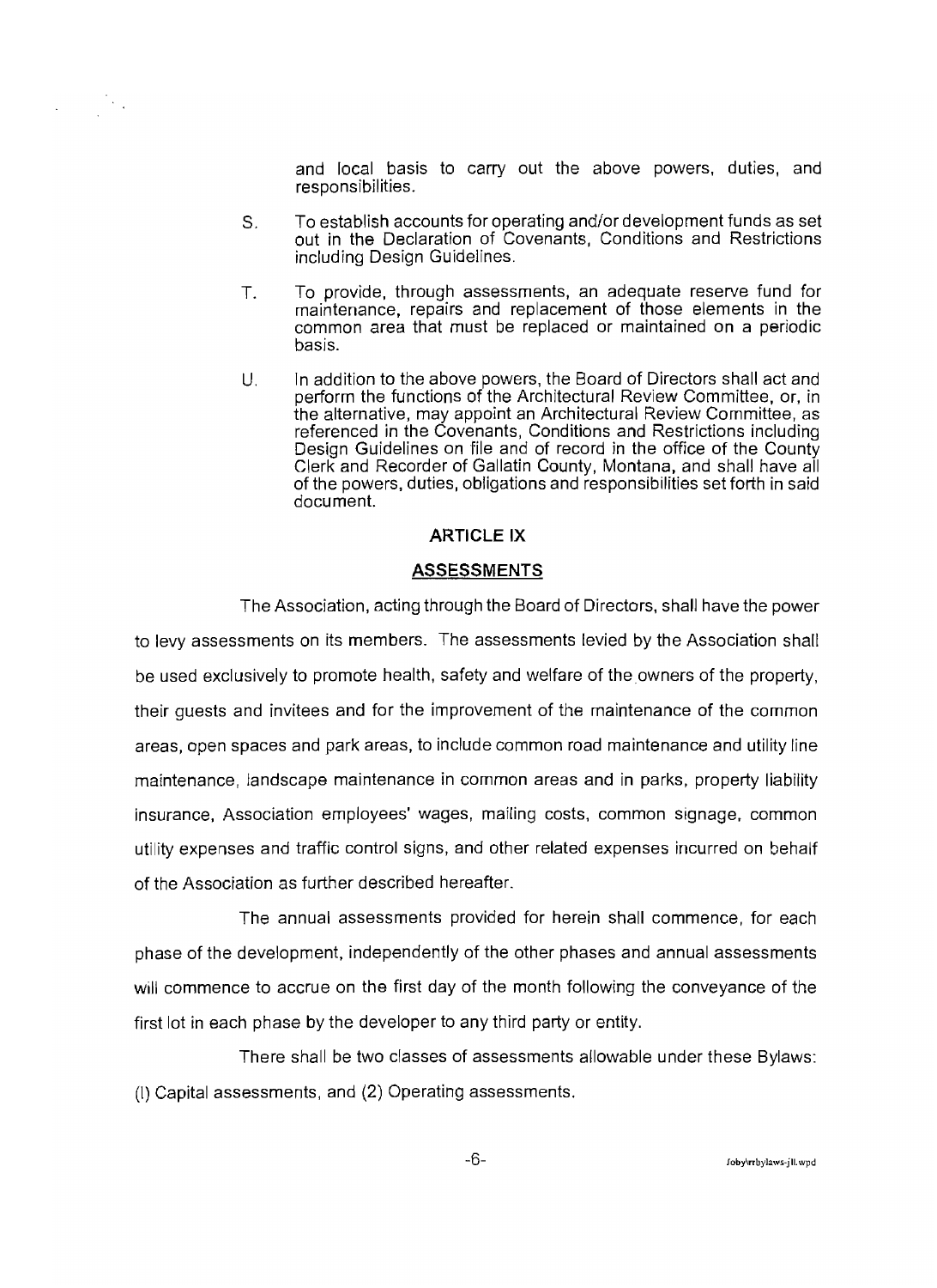and local basis to carry out the above powers, duties, and responsibilities.

S. To establish accounts for operating and/or development funds as set out in the Declaration of Covenants, Conditions and Restrictions including Design Guidelines.

T. To provide, through assessments, an adequate reserve fund for maintenance, repairs and replacement of those elements in the common area that must be replaced or maintained on a periodic basis.

U. In addition to the above powers, the Board of Directors shall act and perform the functions of the Architectural Review Committee, or, in the alternative, may appoint an Architectural Review Committee, as referenced in the Covenants, Conditions and Restrictions including Design Guidelines on file and of record in the office of the County Clerk and Recorder of Gallatin County, Montana, and shall have all of the powers, duties, obligations and responsibilities set forth in said document.

## ARTICLE IX

## ASSESSMENTS

The Association, acting through the Board of Directors, shall have the power to levy assessments on its members. The assessments levied by the Association shall be used exclusively to promote health, safety and welfare of the owners of the property, their guests and invitees and for the improvement of the maintenance of the common areas, open spaces and park areas, to include common road maintenance and utility line maintenance, landscape maintenance in common areas and in parks, property liability insurance, Association employees' wages, mailing costs, common signage, common utility expenses and traffic control signs, and other related expenses incurred on behalf of the Association as further described hereafter.

The annual assessments provided for herein shall commence, for each phase of the development, independently of the other phases and annual assessments will commence to accrue on the first day of the month following the conveyance of the first lot in each phase by the developer to any third party or entity.

There shall be two classes of assessments allowable under these Bylaws: (I) Capital assessments, and (2) Operating assessments.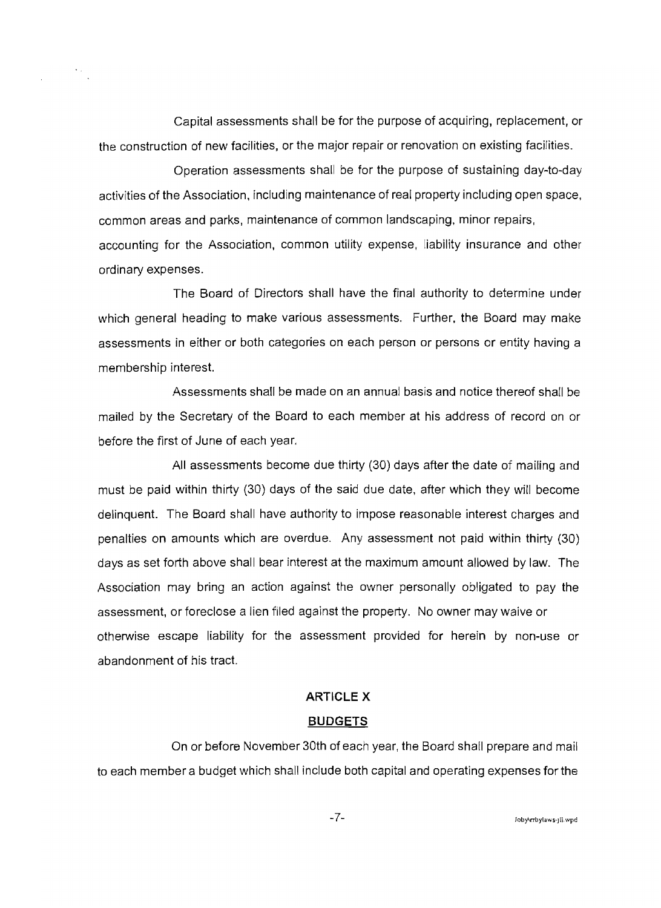Capital assessments shall be for the purpose of acquiring, replacement, or the construction of new facilities, or the major repair or renovation on existing facilities.

Operation assessments shall be for the purpose of sustaining day-to-day activities of the Association, including maintenance of real property including open space, common areas and parks, maintenance of common landscaping, minor repairs, accounting for the Association, common utility expense, liability insurance and other ordinary expenses.

The Board of Directors shall have the final authority to determine under which general heading to make various assessments. Further, the Board may make assessments in either or both categories on each person or persons or entity having a membership interest.

Assessments shall be made on an annual basis and notice thereof shall be mailed by the Secretary of the Board to each member at his address of record on or before the first of June of each year.

All assessments become due thirty (30) days after the date of mailing and must be paid within thirty (30) days of the said due date, after which they will become delinquent. The Board shall have authority to impose reasonable interest charges and penalties on amounts which are overdue. Any assessment not paid within thirty (30) days as set forth above shall bear interest at the maximum amount allowed by law. The Association may bring an action against the owner personally obligated to pay the assessment, or foreclose a lien filed against the property. No owner may waive or otherwise escape liability for the assessment provided for herein by non-use or abandonment of his tract.

## ARTICLE X

## BUDGETS

On or before November 30th of each year, the Board shall prepare and mail to each member a budget which shall include both capital and operating expenses for the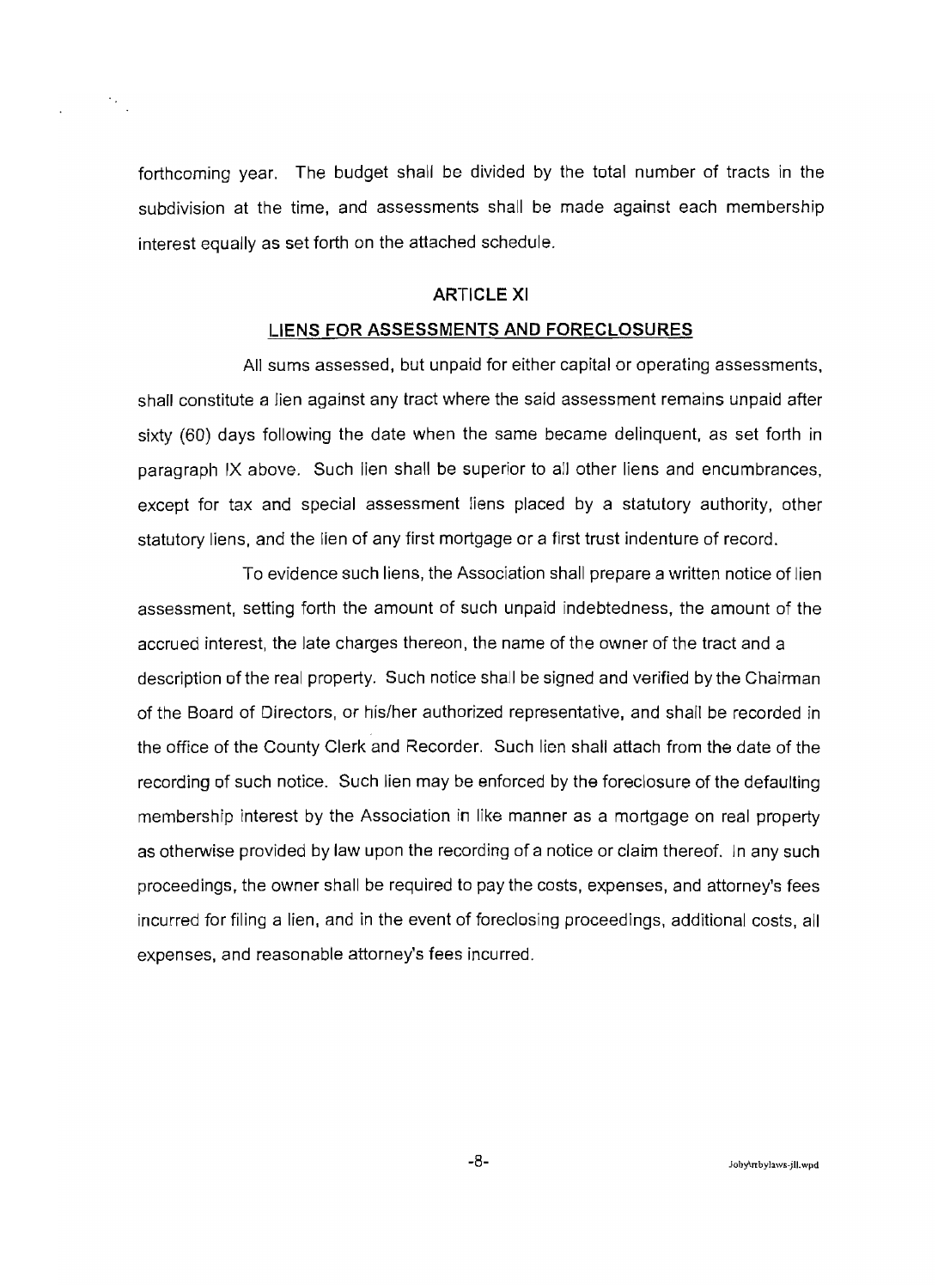forthcoming year. The budget shall be divided by the total number of tracts in the subdivision at the time, and assessments shall be made against each membership interest equally as set forth on the attached schedule.

## ARTICLE XI

## LIENS FOR ASSESSMENTS AND FORECLOSURES

All sums assessed, but unpaid for either capital or operating assessments, shall constitute a lien against any tract where the said assessment remains unpaid after sixty (60) days following the date when the same became delinquent, as set forth in paragraph IX above. Such lien shall be superior to all other liens and encumbrances, except for tax and special assessment liens placed by a statutory authority, other statutory liens, and the lien of any first mortgage or a first trust indenture of record.

To evidence such liens, the Association shall prepare a written notice of lien assessment, setting forth the amount of such unpaid indebtedness, the amount of the accrued interest, the late charges thereon, the name of the owner of the tract and a description of the real property. Such notice shall be signed and verified by the Chairman of the Board of Directors, or his/her authorized representative, and shall be recorded in the office of the County Clerk and Recorder. Such lien shall attach from the date of the recording of such notice. Such lien may be enforced by the foreclosure of the defaulting membership interest by the Association in like manner as a mortgage on real property as otherwise provided by law upon the recording of a notice or claim thereof. In any such proceedings, the owner shall be required to pay the costs, expenses, and attorney's fees incurred for filing a lien, and in the event of foreclosing proceedings, additional costs, all expenses, and reasonable attorney's fees incurred.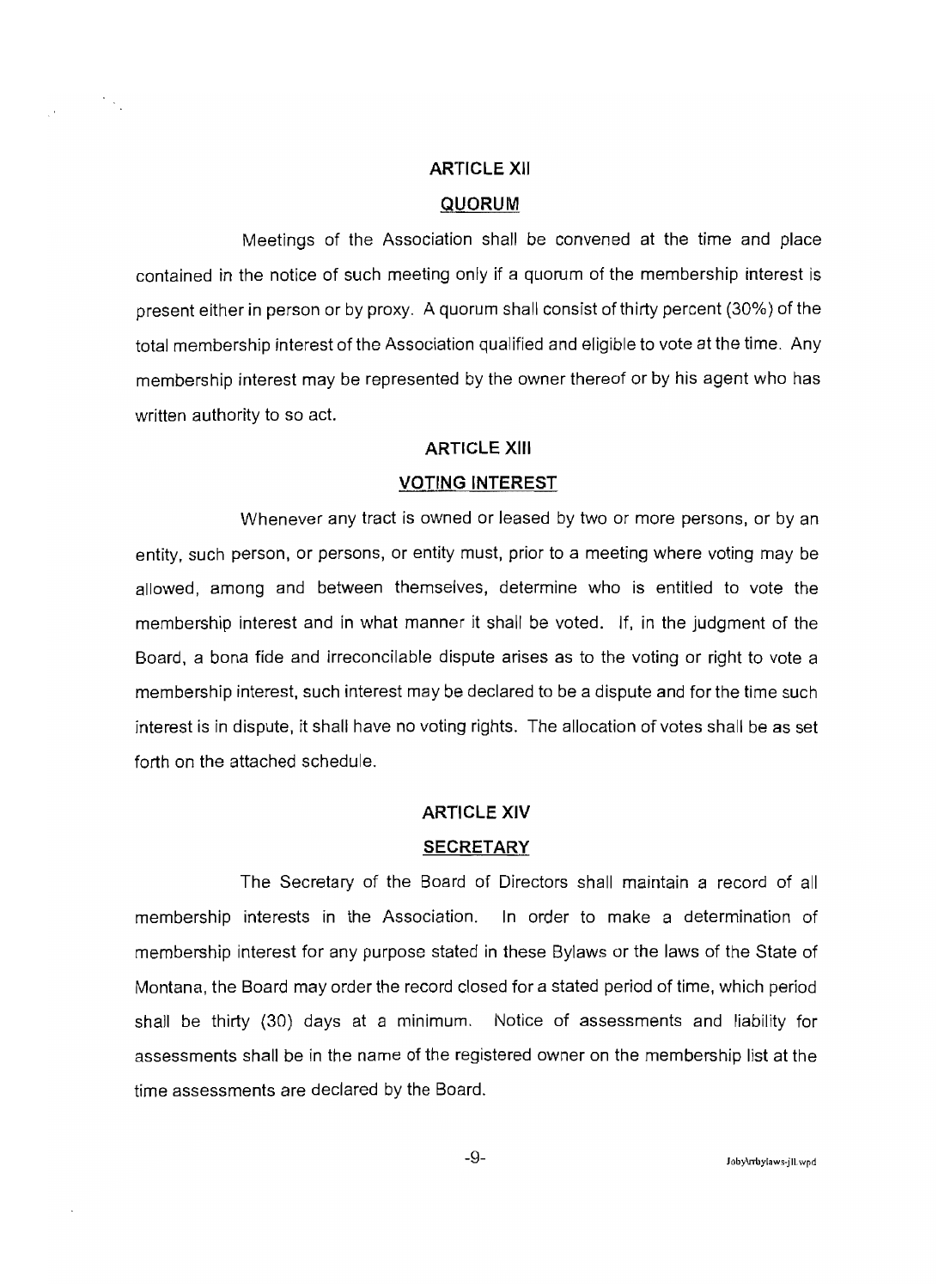## ARTICLE XII

### QUORUM

Meetings of the Association shall be convened at the time and place contained in the notice of such meeting only if a quorum of the membership interest is present either in person or by proxy. A quorum shall consist of thirty percent (30%) of the total membership interest of the Association qualified and eligible to vote at the time. Any membership interest may be represented by the owner thereof or by his agent who has written authority to so act.

## ARTICLE XIII

### VOTING INTEREST

Whenever any tract is owned or leased by two or more persons, or by an entity, such person, or persons, or entity must, prior to a meeting where voting may be allowed, among and between themselves, determine who is entitled to vote the membership interest and in what manner it shall be voted. If, in the judgment of the Board, a bona fide and irreconcilable dispute arises as to the voting or right to vote a membership interest, such interest may be declared to be a dispute and for the time such interest is in dispute, it shall have no voting rights. The allocation of votes shall be as set forth on the attached schedule.

## ARTICLE XIV

### SECRETARY

The Secretary of the Board of Directors shall maintain a record of all membership interests in the Association. In order to make a determination of membership interest for any purpose stated in these Bylaws or the laws of the State of Montana, the Board may order the record closed for a stated period of time, which period shall be thirty (30) days at a minimum. Notice of assessments and liability for assessments shall be in the name of the registered owner on the membership list at the time assessments are declared by the Board.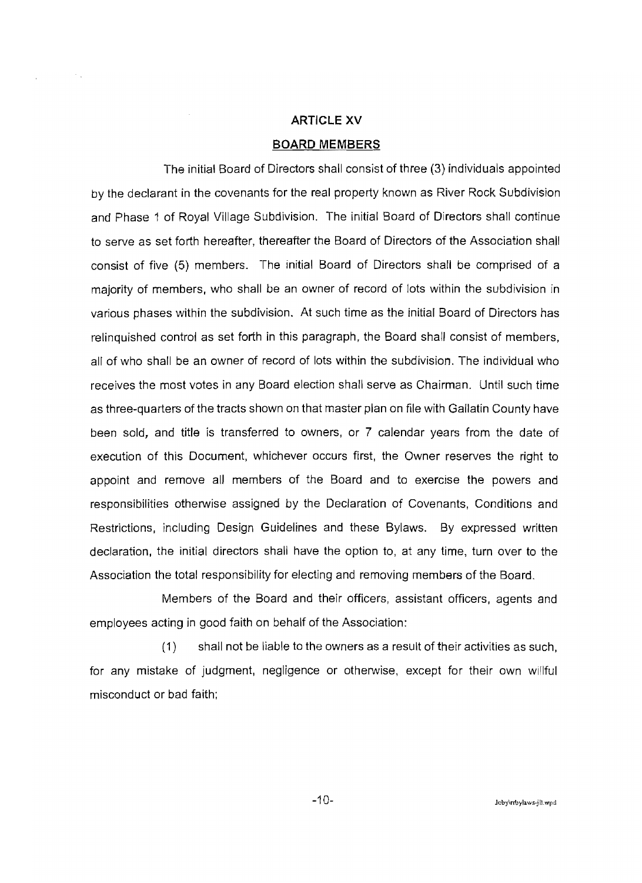## ARTICLE XV

## BOARD MEMBERS

The initial Board of Directors shall consist of three (3) individuals appointed by the declarant in the covenants for the real property known as River Rock Subdivision and Phase 1 of Royal Village Subdivision. The initial Board of Directors shall continue to serve as set forth hereafter, thereafter the Board of Directors of the Association shall consist of five (5) members. The initial Board of Directors shall be comprised of a majority of members, who shall be an owner of record of lots within the subdivision in various phases within the subdivision. At such time as the initial Board of Directors has relinquished control as set forth in this paragraph, the Board shall consist of members, all of who shall be an owner of record of lots within the subdivision. The individual who receives the most votes in any Board election shall serve as Chairman. Until such time as three-quarters of the tracts shown on that master plan on file with Gallatin County have been sold, and title is transferred to owners, or 7 calendar years from the date of execution of this Document, whichever occurs first, the Owner reserves the right to appoint and remove all members of the Board and to exercise the powers and responsibilities otherwise assigned by the Declaration of Covenants, Conditions and Restrictions, including Design Guidelines and these Bylaws. By expressed written declaration, the initial directors shall have the option to, at any time, turn over to the Association the total responsibility for electing and removing members of the Board.

Members of the Board and their officers, assistant officers, agents and employees acting in good faith on behalf of the Association:

(1) shall not be liable to the owners as a result of their activities as such, for any mistake of judgment, negligence or otherwise, except for their own willful misconduct or bad faith;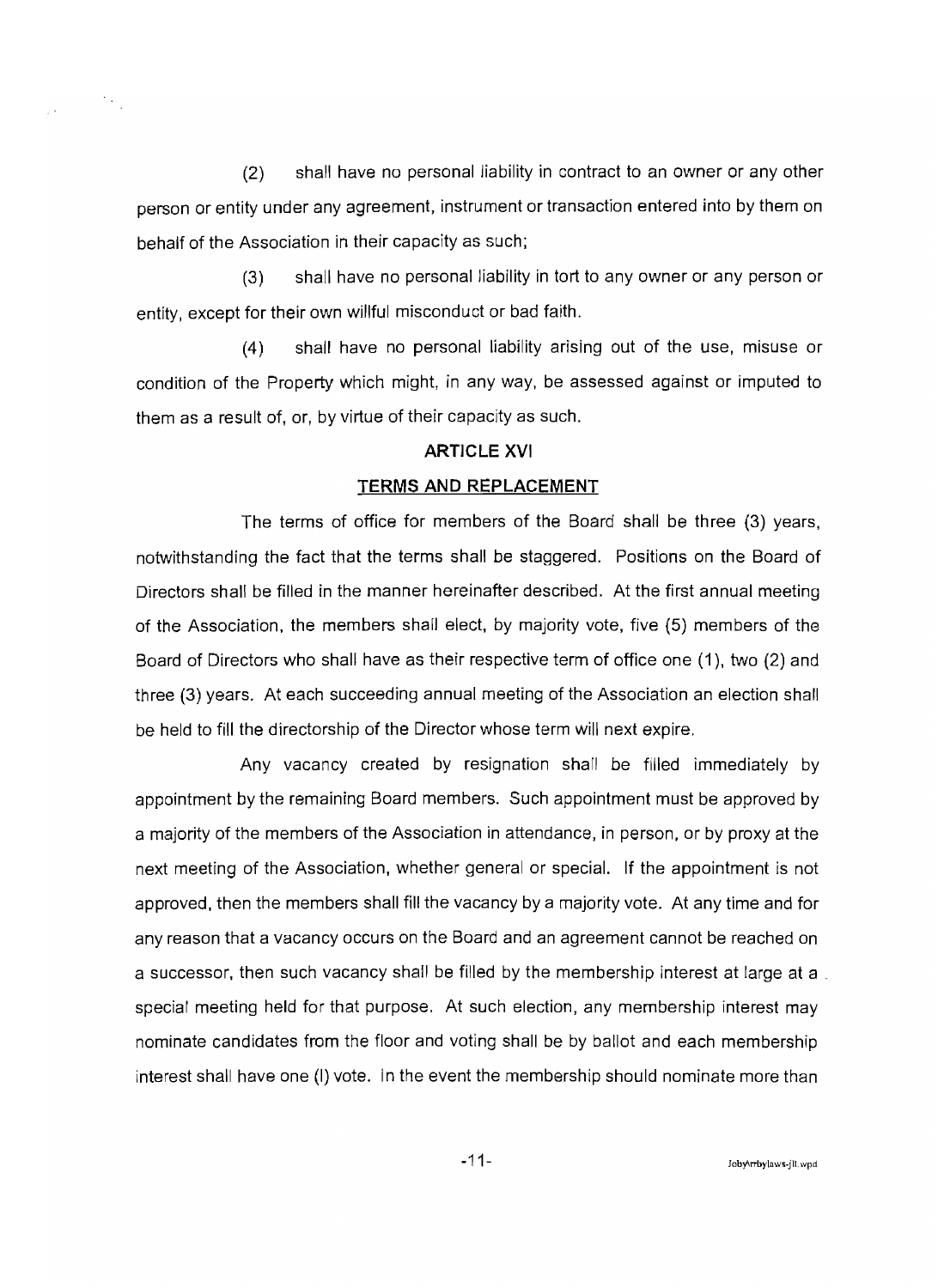(2) shall have no personal liability in contract to an owner or any other person or entity under any agreement, instrument or transaction entered into by them on behalf of the Association in their capacity as such;

(3) shall have no personal liability in tort to any owner or any person or entity, except for their own willful misconduct or bad faith.

(4) shall have no personal liability arising out of the use, misuse or condition of the Property which might, in any way, be assessed against or imputed to them as a result of, or, by virtue of their capacity as such.

## ARTICLE XVI

## TERMS AND REPLACEMENT

The terms of office for members of the Board shall be three (3) years, notwithstanding the fact that the terms shall be staggered. Positions on the Board of Directors shall be filled in the manner hereinafter described. At the first annual meeting of the Association, the members shall elect, by majority vote, five (5) members of the Board of Directors who shall have as their respective term of office one (1), two (2) and three (3) years. At each succeeding annual meeting of the Association an election shall be held to fill the directorship of the Director whose term will next expire.

Any vacancy created by resignation shall be filled immediately by appointment by the remaining Board members. Such appointment must be approved by a majority of the members of the Association in attendance, in person, or by proxy at the next meeting of the Association, whether general or special. If the appointment is not approved, then the members shall fill the vacancy by a majority vote. At any time and for any reason that a vacancy occurs on the Board and an agreement cannot be reached on a successor, then such vacancy shall be filled by the membership interest at large at a special meeting held for that purpose. At such election, any membership interest may nominate candidates from the floor and voting shall be by ballot and each membership interest shall have one (l) vote. In the event the membership should nominate more than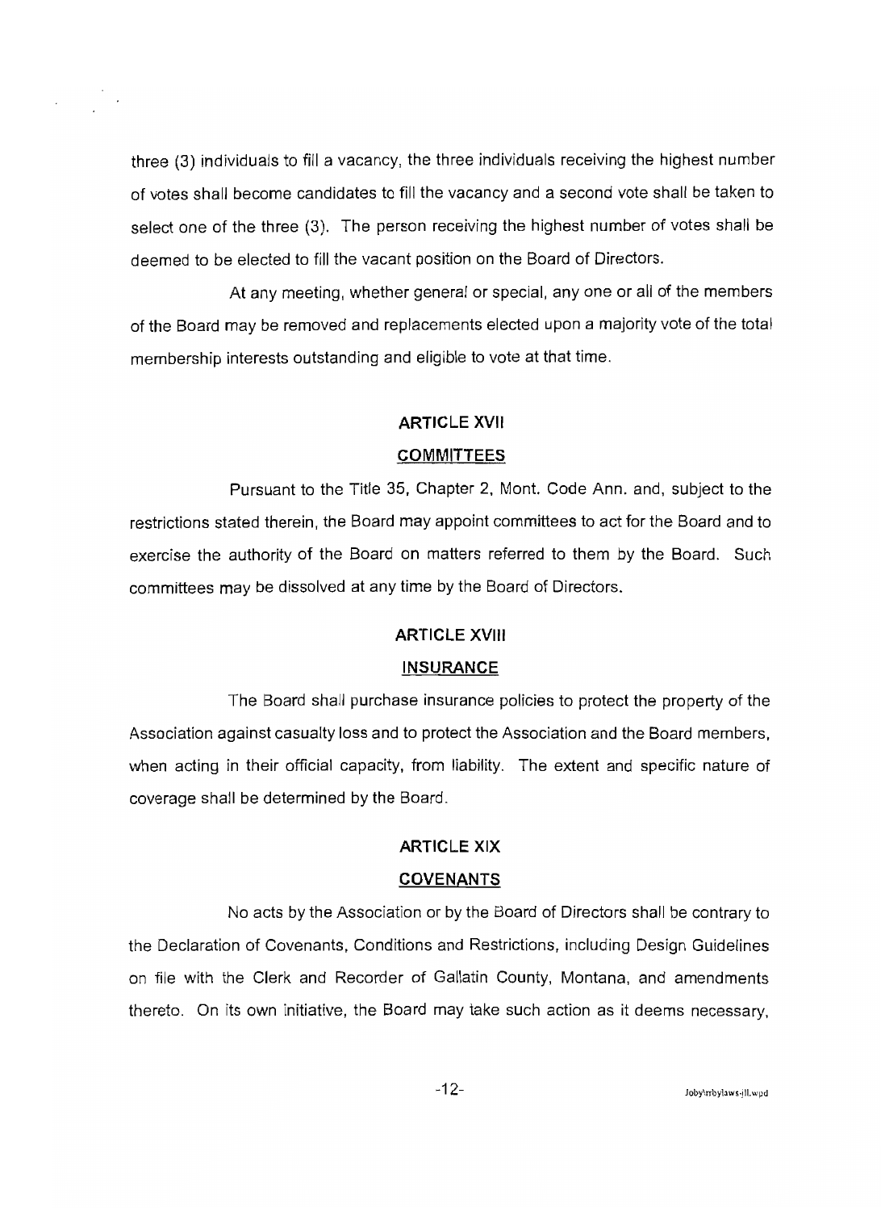three (3) individuals to fill a vacancy, the three individuals receiving the highest number of votes shall become candidates to fill the vacancy and a second vote shall be taken to select one of the three (3). The person receiving the highest number of votes shall be deemed to be elected to fill the vacant position on the Board of Directors.

At any meeting, whether general or special, any one or all of the members of the Board may be removed and replacements elected upon a majority vote of the total membership interests outstanding and eligible to vote at that time.

## ARTICLE XVII

## COMMITTEES

Pursuant to the Title 35, Chapter 2, Mont. Code Ann. and, subject to the restrictions stated therein, the Board may appoint committees to act for the Board and to exercise the authority of the Board on matters referred to them by the Board. Such committees may be dissolved at any time by the Board of Directors.

## ARTICLE XVIII

## INSURANCE

The Board shall purchase insurance policies to protect the property of the Association against casualty loss and to protect the Association and the Board members, when acting in their official capacity, from liability. The extent and specific nature of coverage shall be determined by the Board.

## ARTICLE XIX

## COVENANTS

No acts by the Association or by the Board of Directors shall be contrary to the Declaration of Covenants, Conditions and Restrictions, including Design Guidelines on file with the Clerk and Recorder of Gallatin County, Montana, and amendments thereto. On its own initiative, the Board may take such action as it deems necessary,

Joby\rrbylaws-jll.wpd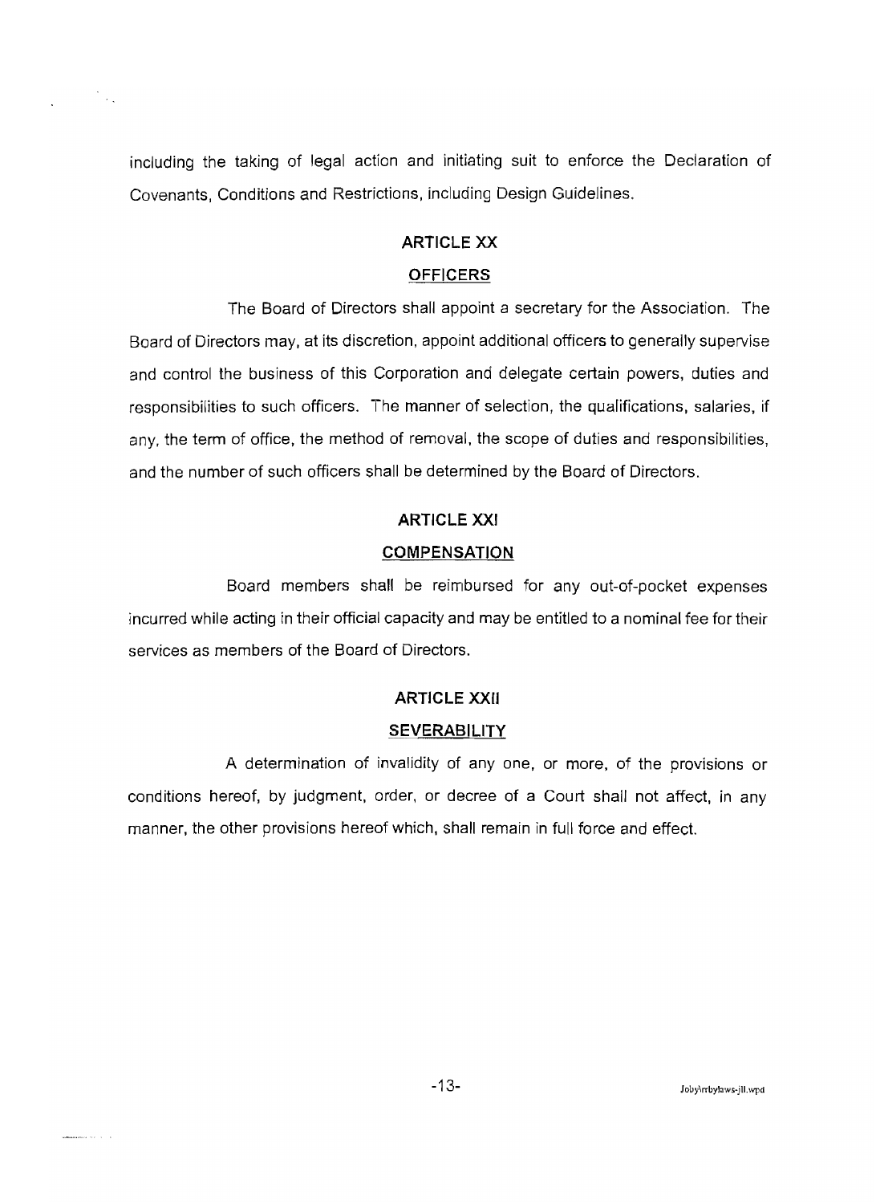including the taking of legal action and initiating suit to enforce the Declaration of Covenants, Conditions and Restrictions, including Design Guidelines.

## ARTICLE XX

## OFFICERS

The Board of Directors shall appoint a secretary for the Association. The Board of Directors may, at its discretion, appoint additional officers to generally supervise and control the business of this Corporation and delegate certain powers, duties and responsibilities to such officers. The manner of selection, the qualifications, salaries, if any, the term of office, the method of removal, the scope of duties and responsibilities, and the number of such officers shall be determined by the Board of Directors.

## ARTICLE XXI

## COMPENSATION

Board members shall be reimbursed for any out-of-pocket expenses incurred while acting in their official capacity and may be entitled to a nominal fee for their services as members of the Board of Directors.

## ARTICLE XXII

## SEVERABILITY

A determination of invalidity of any one, or more, of the provisions or conditions hereof, by judgment, order, or decree of a Court shall not affect, in any manner, the other provisions hereof which, shall remain in full force and effect.

Joby\rrbylaws-jll.wpd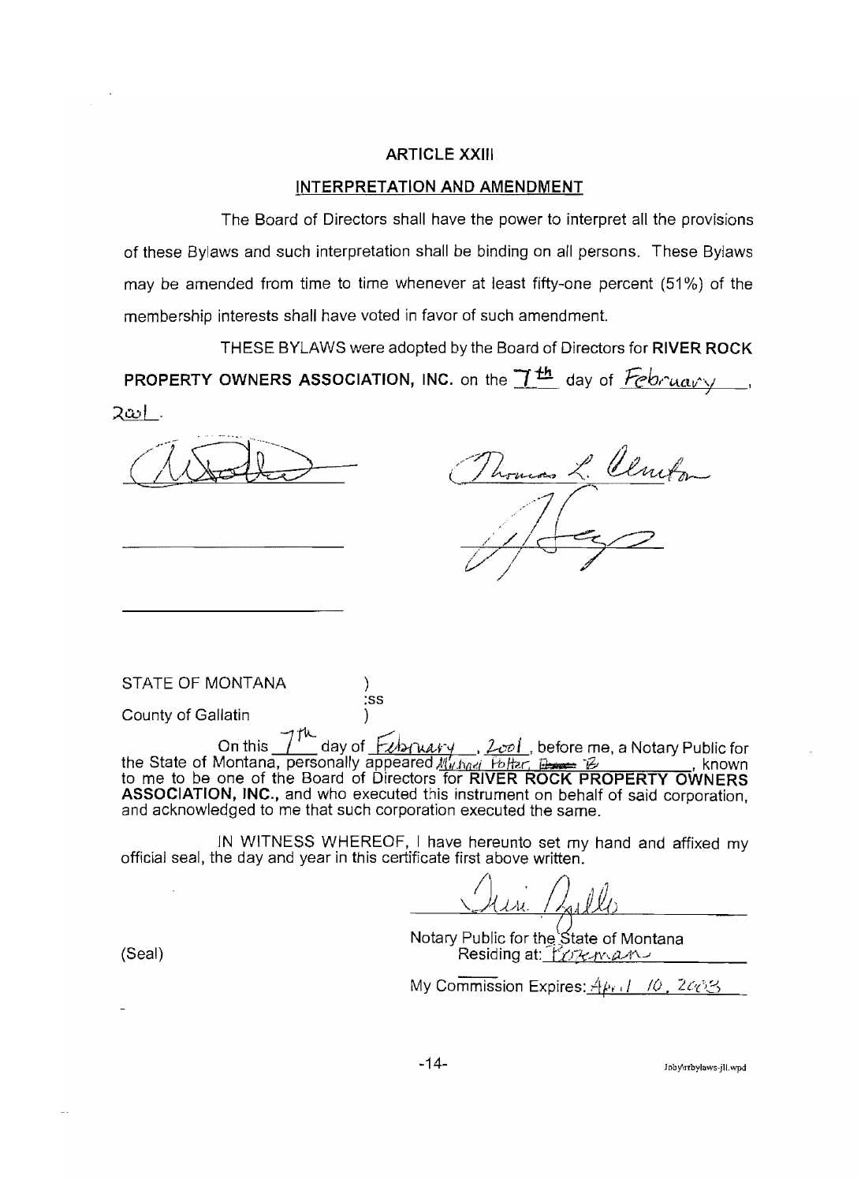## ARTICLE XXIII

## INTERPRETATION AND AMENDMENT

The Board of Directors shall have the power to interpret all the provisions of these Bylaws and such interpretation shall be binding on all persons. These Bylaws may be amended from time to time whenever at least fifty-one percent (51%) of the membership interests shall have voted in favor of such amendment.

THESE BYLAWS were adopted by the Board of Directors for **RIVER ROCK PROPERTY OWNERS ASSOCIATION, INC.** on the 7th day of February, 2001.

_____________________ &nbsp;&nbsp;&nbsp;&nbsp; Thomas L. Clinton

_____________________ &nbsp;&nbsp;&nbsp;&nbsp; _____________________

_____________________

STATE OF MONTANA )
:ss
County of Gallatin )

On this 7th day of February, 2001, before me, a Notary Public for the State of Montana, personally appeared Michael Potter, ________, known to me to be one of the Board of Directors for **RIVER ROCK PROPERTY OWNERS ASSOCIATION, INC.**, and who executed this instrument on behalf of said corporation, and acknowledged to me that such corporation executed the same.

IN WITNESS WHEREOF, I have hereunto set my hand and affixed my official seal, the day and year in this certificate first above written.

_____________________
Notary Public for the State of Montana
Residing at: Bozeman
My Commission Expires: April 10, 2003

(Seal)

Joby\rrbylaws-jll.wpd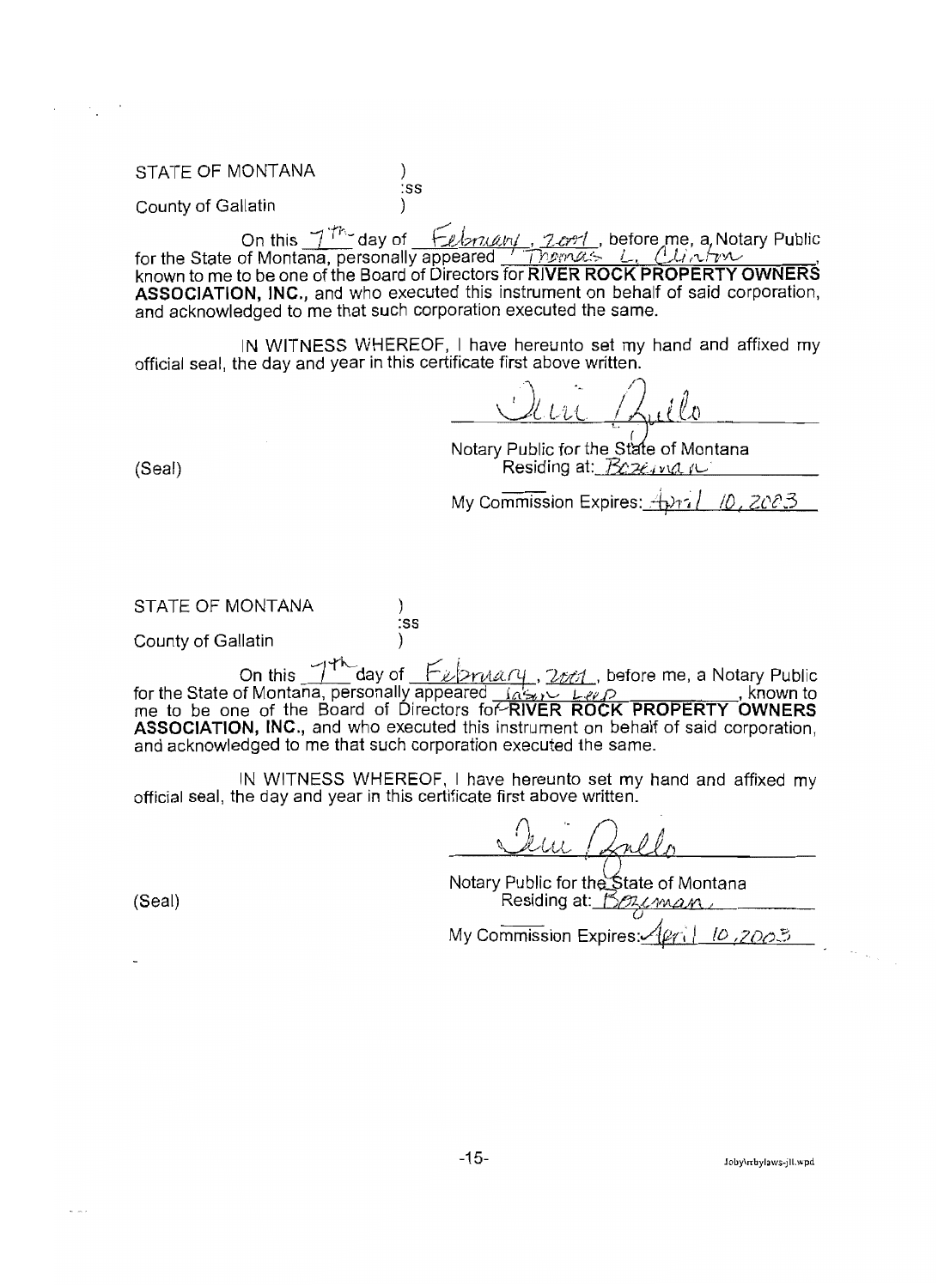STATE OF MONTANA )
:ss
County of Gallatin )

On this 7th day of February, 2001, before me, a Notary Public for the State of Montana, personally appeared Thomas L. Clinton, known to me to be one of the Board of Directors for **RIVER ROCK PROPERTY OWNERS ASSOCIATION, INC.**, and who executed this instrument on behalf of said corporation, and acknowledged to me that such corporation executed the same.

IN WITNESS WHEREOF, I have hereunto set my hand and affixed my official seal, the day and year in this certificate first above written.

(Seal)

Notary Public for the State of Montana
Residing at: Bozeman
My Commission Expires: April 10, 2003

STATE OF MONTANA )
:ss
County of Gallatin )

On this 7th day of February, 2001, before me, a Notary Public for the State of Montana, personally appeared Jason Leep, known to me to be one of the Board of Directors for **RIVER ROCK PROPERTY OWNERS ASSOCIATION, INC.**, and who executed this instrument on behalf of said corporation, and acknowledged to me that such corporation executed the same.

IN WITNESS WHEREOF, I have hereunto set my hand and affixed my official seal, the day and year in this certificate first above written.

(Seal)

Notary Public for the State of Montana
Residing at: Bozeman
My Commission Expires: April 10, 2003

Joby\rrbylaws-jll.wpd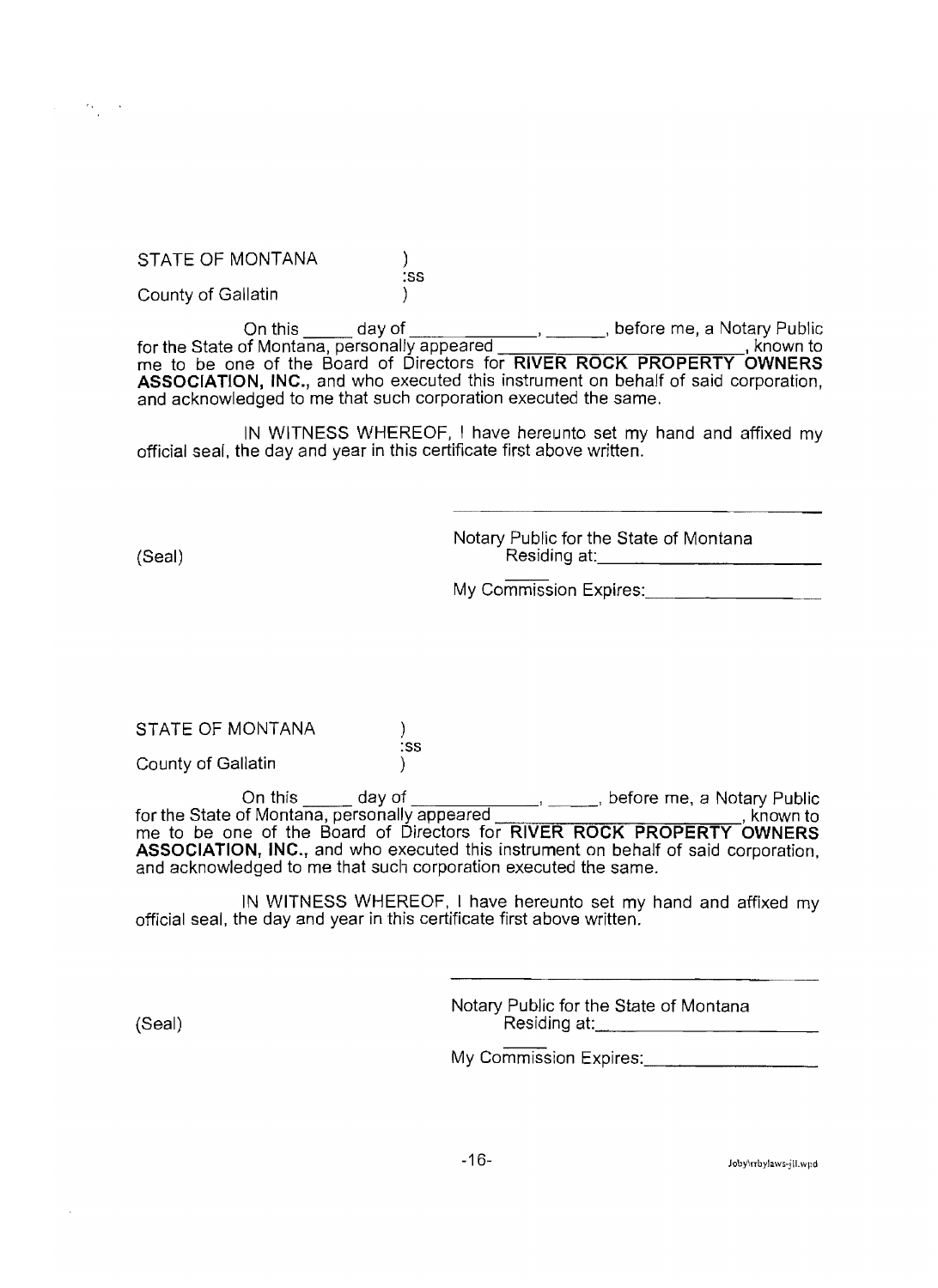STATE OF MONTANA )
:ss
County of Gallatin )

On this _____ day of _____________, ______, before me, a Notary Public for the State of Montana, personally appeared ________________________, known to me to be one of the Board of Directors for **RIVER ROCK PROPERTY OWNERS ASSOCIATION, INC.,** and who executed this instrument on behalf of said corporation, and acknowledged to me that such corporation executed the same.

IN WITNESS WHEREOF, I have hereunto set my hand and affixed my official seal, the day and year in this certificate first above written.

________________________________________
Notary Public for the State of Montana
Residing at:________________________

(Seal)

My Commission Expires:________________

STATE OF MONTANA )
:ss
County of Gallatin )

On this _____ day of _____________, ______, before me, a Notary Public for the State of Montana, personally appeared ________________________, known to me to be one of the Board of Directors for **RIVER ROCK PROPERTY OWNERS ASSOCIATION, INC.,** and who executed this instrument on behalf of said corporation, and acknowledged to me that such corporation executed the same.

IN WITNESS WHEREOF, I have hereunto set my hand and affixed my official seal, the day and year in this certificate first above written.

________________________________________
Notary Public for the State of Montana
Residing at:________________________

(Seal)

My Commission Expires:________________

Joby\rrbylaws-jil.wpd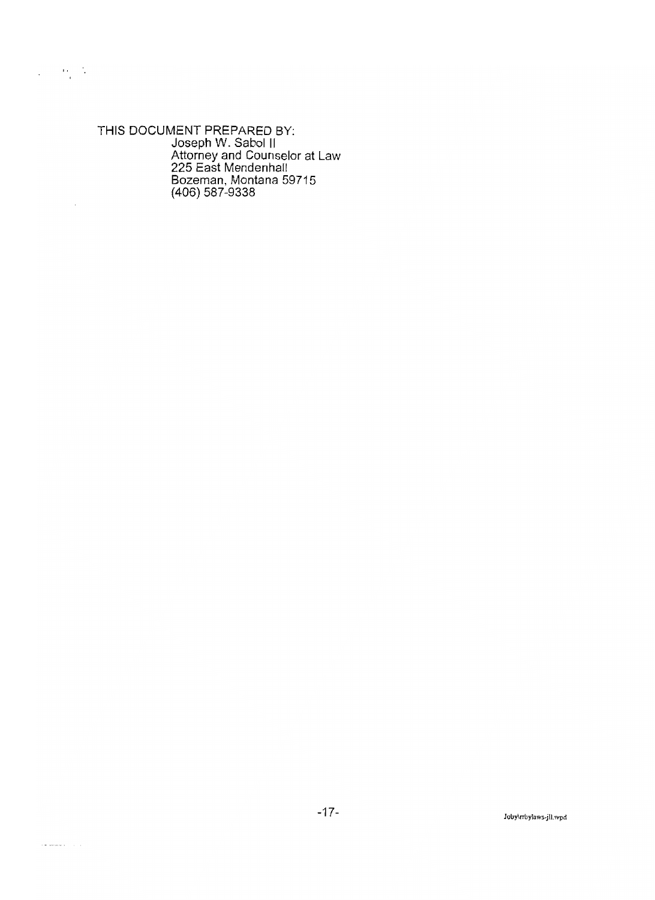THIS DOCUMENT PREPARED BY:

Joseph W. Sabol II
Attorney and Counselor at Law
225 East Mendenhall
Bozeman, Montana 59715
(406) 587-9338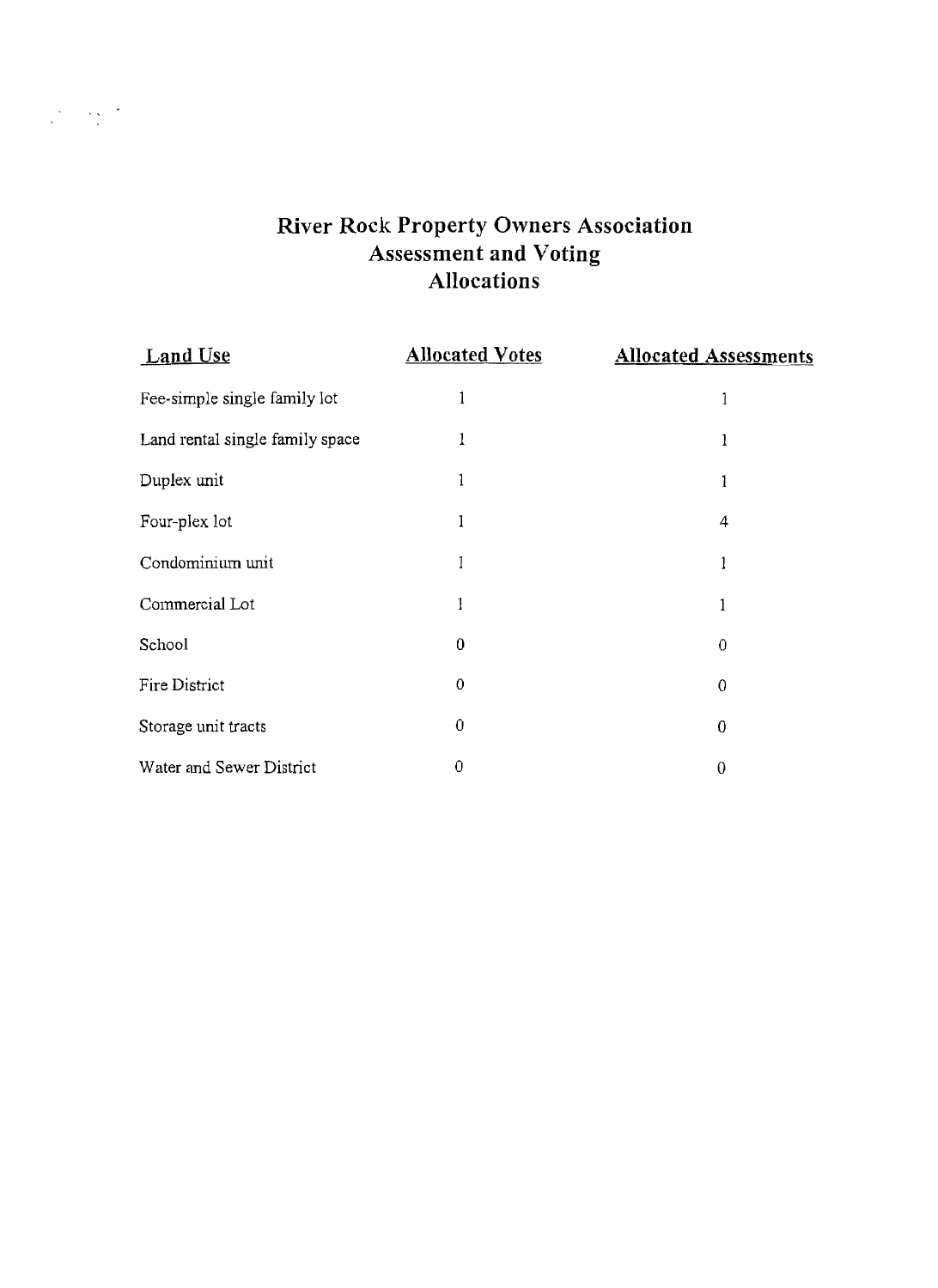# River Rock Property Owners Association Assessment and Voting Allocations

| Land Use | Allocated Votes | Allocated Assessments |
| --- | --- | --- |
| Fee-simple single family lot | 1 | 1 |
| Land rental single family space | 1 | 1 |
| Duplex unit | 1 | 1 |
| Four-plex lot | 1 | 4 |
| Condominium unit | 1 | 1 |
| Commercial Lot | 1 | 1 |
| School | 0 | 0 |
| Fire District | 0 | 0 |
| Storage unit tracts | 0 | 0 |
| Water and Sewer District | 0 | 0 |